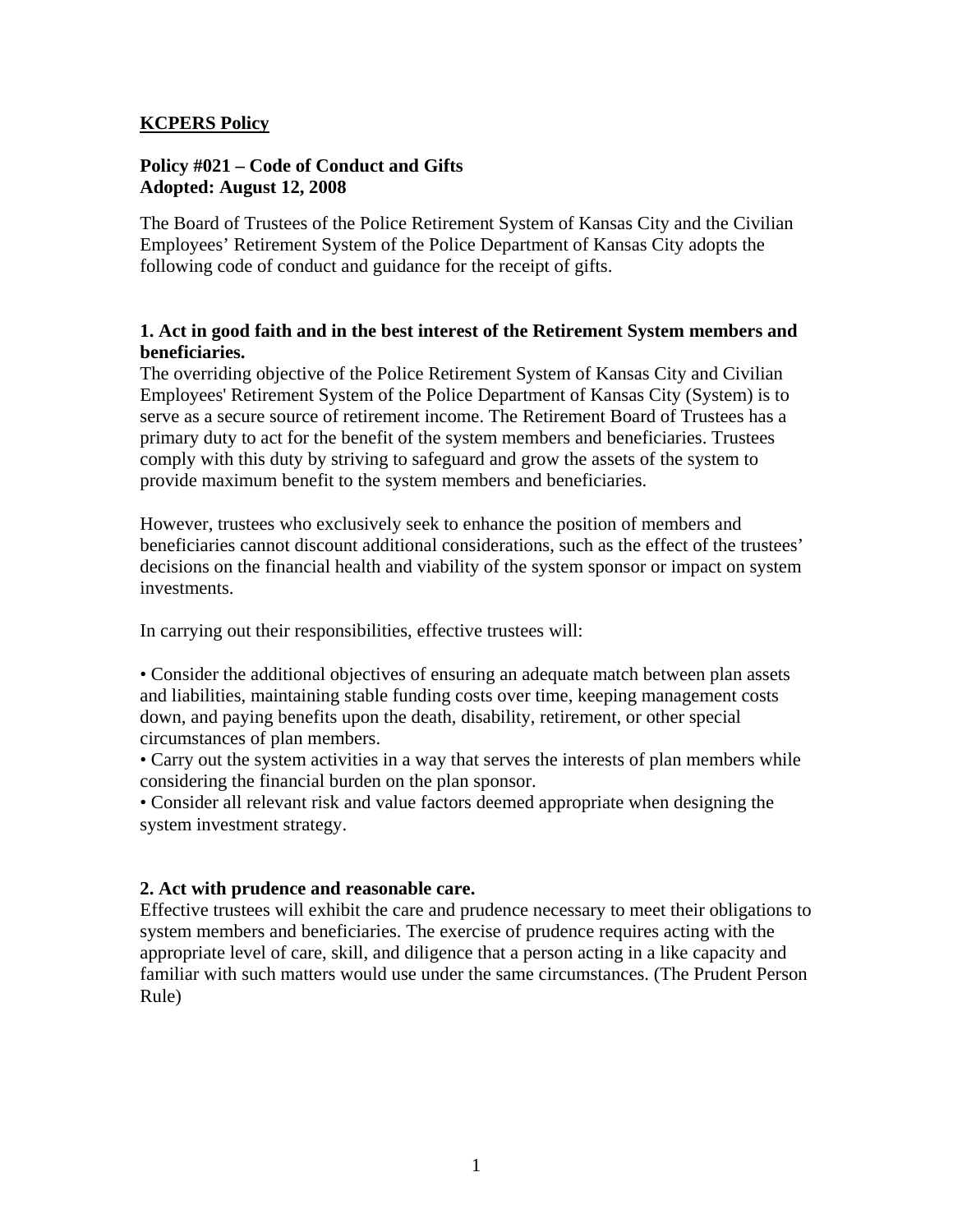**KCPERS Policy**

**Policy #021 – Code of Conduct and Gifts**
**Adopted: August 12, 2008**

The Board of Trustees of the Police Retirement System of Kansas City and the Civilian Employees' Retirement System of the Police Department of Kansas City adopts the following code of conduct and guidance for the receipt of gifts.

### 1. Act in good faith and in the best interest of the Retirement System members and beneficiaries.

The overriding objective of the Police Retirement System of Kansas City and Civilian Employees' Retirement System of the Police Department of Kansas City (System) is to serve as a secure source of retirement income. The Retirement Board of Trustees has a primary duty to act for the benefit of the system members and beneficiaries. Trustees comply with this duty by striving to safeguard and grow the assets of the system to provide maximum benefit to the system members and beneficiaries.

However, trustees who exclusively seek to enhance the position of members and beneficiaries cannot discount additional considerations, such as the effect of the trustees' decisions on the financial health and viability of the system sponsor or impact on system investments.

In carrying out their responsibilities, effective trustees will:

- Consider the additional objectives of ensuring an adequate match between plan assets and liabilities, maintaining stable funding costs over time, keeping management costs down, and paying benefits upon the death, disability, retirement, or other special circumstances of plan members.
- Carry out the system activities in a way that serves the interests of plan members while considering the financial burden on the plan sponsor.
- Consider all relevant risk and value factors deemed appropriate when designing the system investment strategy.

### 2. Act with prudence and reasonable care.

Effective trustees will exhibit the care and prudence necessary to meet their obligations to system members and beneficiaries. The exercise of prudence requires acting with the appropriate level of care, skill, and diligence that a person acting in a like capacity and familiar with such matters would use under the same circumstances. (The Prudent Person Rule)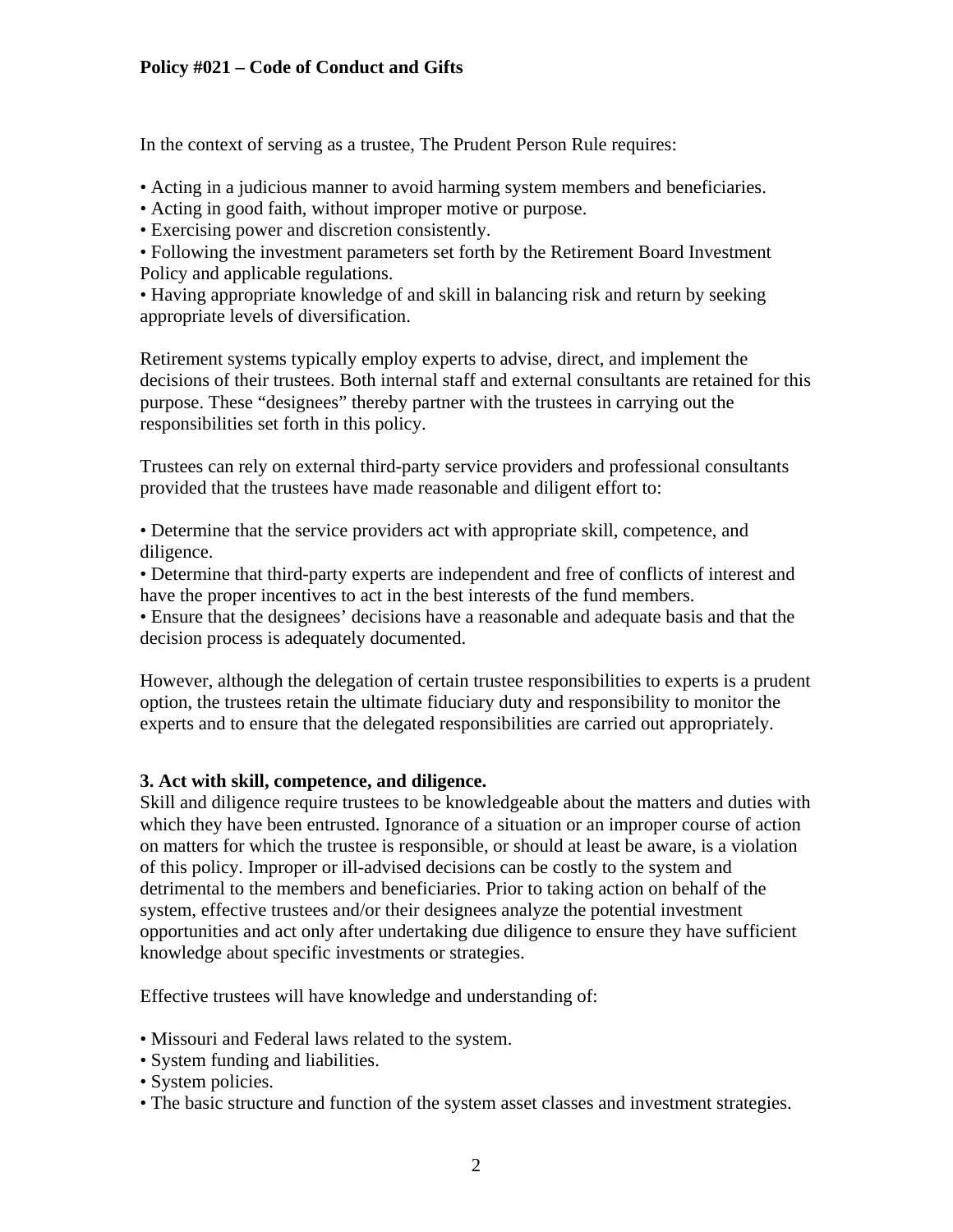**Policy #021 – Code of Conduct and Gifts**

In the context of serving as a trustee, The Prudent Person Rule requires:

- Acting in a judicious manner to avoid harming system members and beneficiaries.
- Acting in good faith, without improper motive or purpose.
- Exercising power and discretion consistently.
- Following the investment parameters set forth by the Retirement Board Investment Policy and applicable regulations.
- Having appropriate knowledge of and skill in balancing risk and return by seeking appropriate levels of diversification.

Retirement systems typically employ experts to advise, direct, and implement the decisions of their trustees. Both internal staff and external consultants are retained for this purpose. These "designees" thereby partner with the trustees in carrying out the responsibilities set forth in this policy.

Trustees can rely on external third-party service providers and professional consultants provided that the trustees have made reasonable and diligent effort to:

- Determine that the service providers act with appropriate skill, competence, and diligence.
- Determine that third-party experts are independent and free of conflicts of interest and have the proper incentives to act in the best interests of the fund members.
- Ensure that the designees' decisions have a reasonable and adequate basis and that the decision process is adequately documented.

However, although the delegation of certain trustee responsibilities to experts is a prudent option, the trustees retain the ultimate fiduciary duty and responsibility to monitor the experts and to ensure that the delegated responsibilities are carried out appropriately.

**3. Act with skill, competence, and diligence.**

Skill and diligence require trustees to be knowledgeable about the matters and duties with which they have been entrusted. Ignorance of a situation or an improper course of action on matters for which the trustee is responsible, or should at least be aware, is a violation of this policy. Improper or ill-advised decisions can be costly to the system and detrimental to the members and beneficiaries. Prior to taking action on behalf of the system, effective trustees and/or their designees analyze the potential investment opportunities and act only after undertaking due diligence to ensure they have sufficient knowledge about specific investments or strategies.

Effective trustees will have knowledge and understanding of:

- Missouri and Federal laws related to the system.
- System funding and liabilities.
- System policies.
- The basic structure and function of the system asset classes and investment strategies.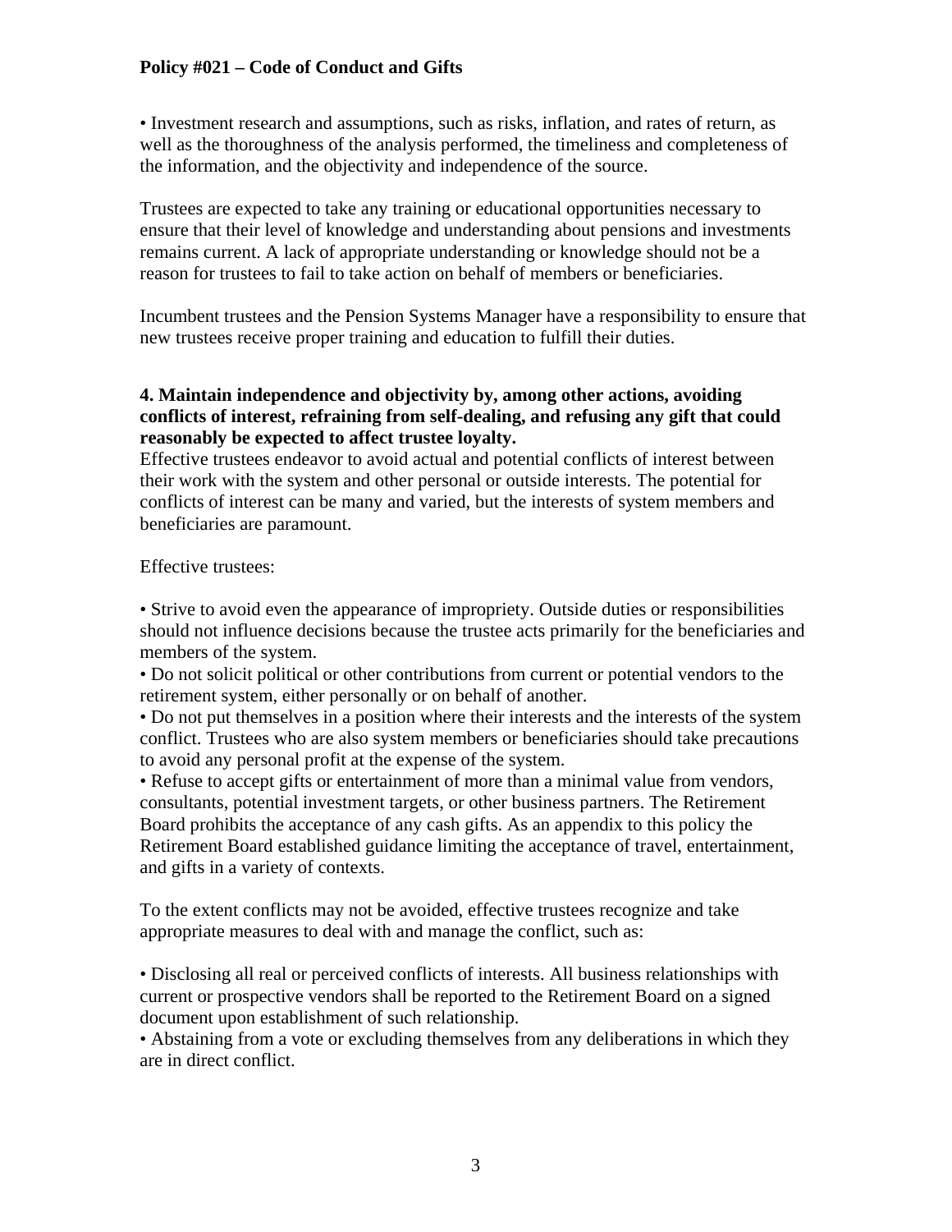• Investment research and assumptions, such as risks, inflation, and rates of return, as well as the thoroughness of the analysis performed, the timeliness and completeness of the information, and the objectivity and independence of the source.

Trustees are expected to take any training or educational opportunities necessary to ensure that their level of knowledge and understanding about pensions and investments remains current. A lack of appropriate understanding or knowledge should not be a reason for trustees to fail to take action on behalf of members or beneficiaries.

Incumbent trustees and the Pension Systems Manager have a responsibility to ensure that new trustees receive proper training and education to fulfill their duties.

**4. Maintain independence and objectivity by, among other actions, avoiding conflicts of interest, refraining from self-dealing, and refusing any gift that could reasonably be expected to affect trustee loyalty.**

Effective trustees endeavor to avoid actual and potential conflicts of interest between their work with the system and other personal or outside interests. The potential for conflicts of interest can be many and varied, but the interests of system members and beneficiaries are paramount.

Effective trustees:

• Strive to avoid even the appearance of impropriety. Outside duties or responsibilities should not influence decisions because the trustee acts primarily for the beneficiaries and members of the system.
• Do not solicit political or other contributions from current or potential vendors to the retirement system, either personally or on behalf of another.
• Do not put themselves in a position where their interests and the interests of the system conflict. Trustees who are also system members or beneficiaries should take precautions to avoid any personal profit at the expense of the system.
• Refuse to accept gifts or entertainment of more than a minimal value from vendors, consultants, potential investment targets, or other business partners. The Retirement Board prohibits the acceptance of any cash gifts. As an appendix to this policy the Retirement Board established guidance limiting the acceptance of travel, entertainment, and gifts in a variety of contexts.

To the extent conflicts may not be avoided, effective trustees recognize and take appropriate measures to deal with and manage the conflict, such as:

• Disclosing all real or perceived conflicts of interests. All business relationships with current or prospective vendors shall be reported to the Retirement Board on a signed document upon establishment of such relationship.
• Abstaining from a vote or excluding themselves from any deliberations in which they are in direct conflict.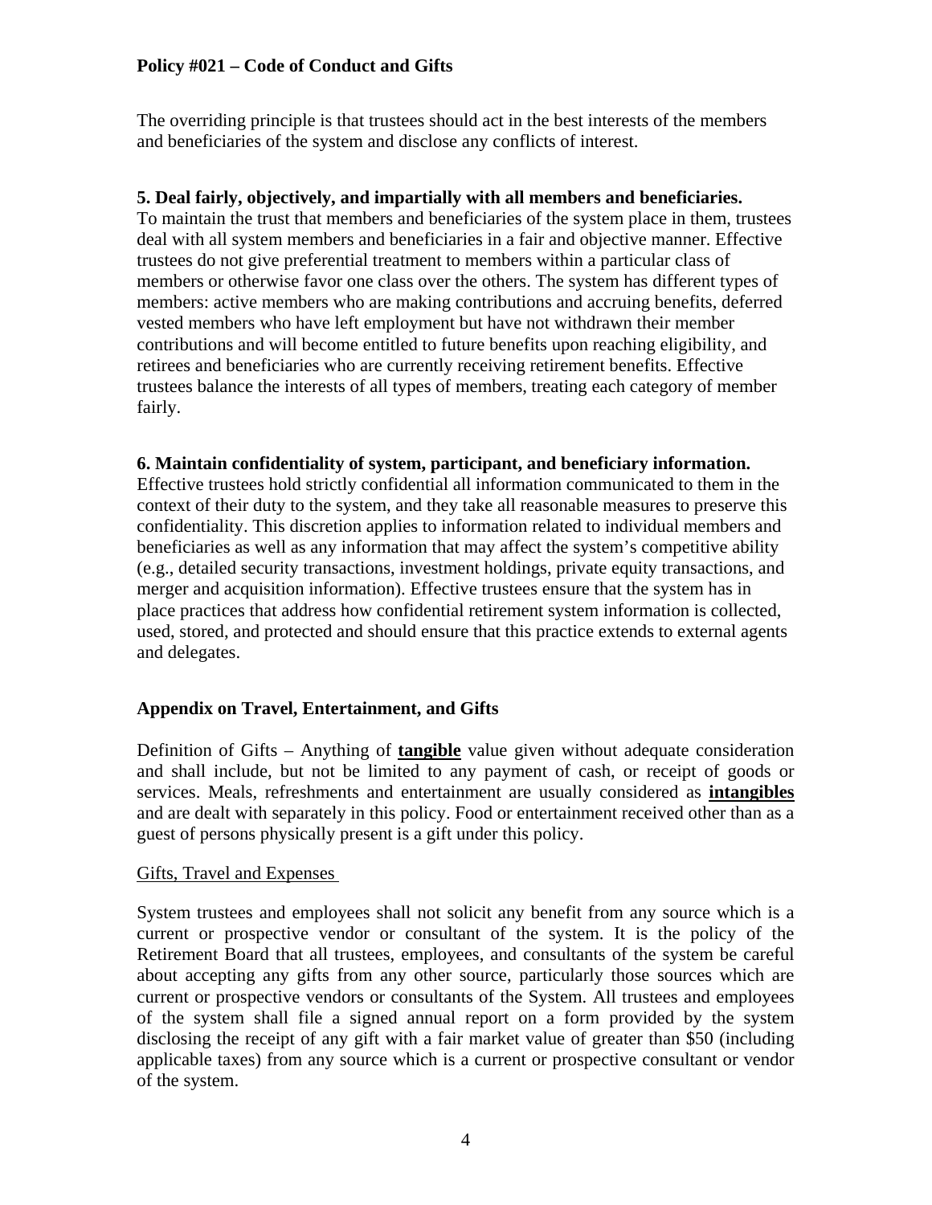**Policy #021 – Code of Conduct and Gifts**

The overriding principle is that trustees should act in the best interests of the members and beneficiaries of the system and disclose any conflicts of interest.

**5. Deal fairly, objectively, and impartially with all members and beneficiaries.**
To maintain the trust that members and beneficiaries of the system place in them, trustees deal with all system members and beneficiaries in a fair and objective manner. Effective trustees do not give preferential treatment to members within a particular class of members or otherwise favor one class over the others. The system has different types of members: active members who are making contributions and accruing benefits, deferred vested members who have left employment but have not withdrawn their member contributions and will become entitled to future benefits upon reaching eligibility, and retirees and beneficiaries who are currently receiving retirement benefits. Effective trustees balance the interests of all types of members, treating each category of member fairly.

**6. Maintain confidentiality of system, participant, and beneficiary information.**
Effective trustees hold strictly confidential all information communicated to them in the context of their duty to the system, and they take all reasonable measures to preserve this confidentiality. This discretion applies to information related to individual members and beneficiaries as well as any information that may affect the system's competitive ability (e.g., detailed security transactions, investment holdings, private equity transactions, and merger and acquisition information). Effective trustees ensure that the system has in place practices that address how confidential retirement system information is collected, used, stored, and protected and should ensure that this practice extends to external agents and delegates.

**Appendix on Travel, Entertainment, and Gifts**

Definition of Gifts – Anything of **tangible** value given without adequate consideration and shall include, but not be limited to any payment of cash, or receipt of goods or services. Meals, refreshments and entertainment are usually considered as **intangibles** and are dealt with separately in this policy. Food or entertainment received other than as a guest of persons physically present is a gift under this policy.

Gifts, Travel and Expenses

System trustees and employees shall not solicit any benefit from any source which is a current or prospective vendor or consultant of the system. It is the policy of the Retirement Board that all trustees, employees, and consultants of the system be careful about accepting any gifts from any other source, particularly those sources which are current or prospective vendors or consultants of the System. All trustees and employees of the system shall file a signed annual report on a form provided by the system disclosing the receipt of any gift with a fair market value of greater than $50 (including applicable taxes) from any source which is a current or prospective consultant or vendor of the system.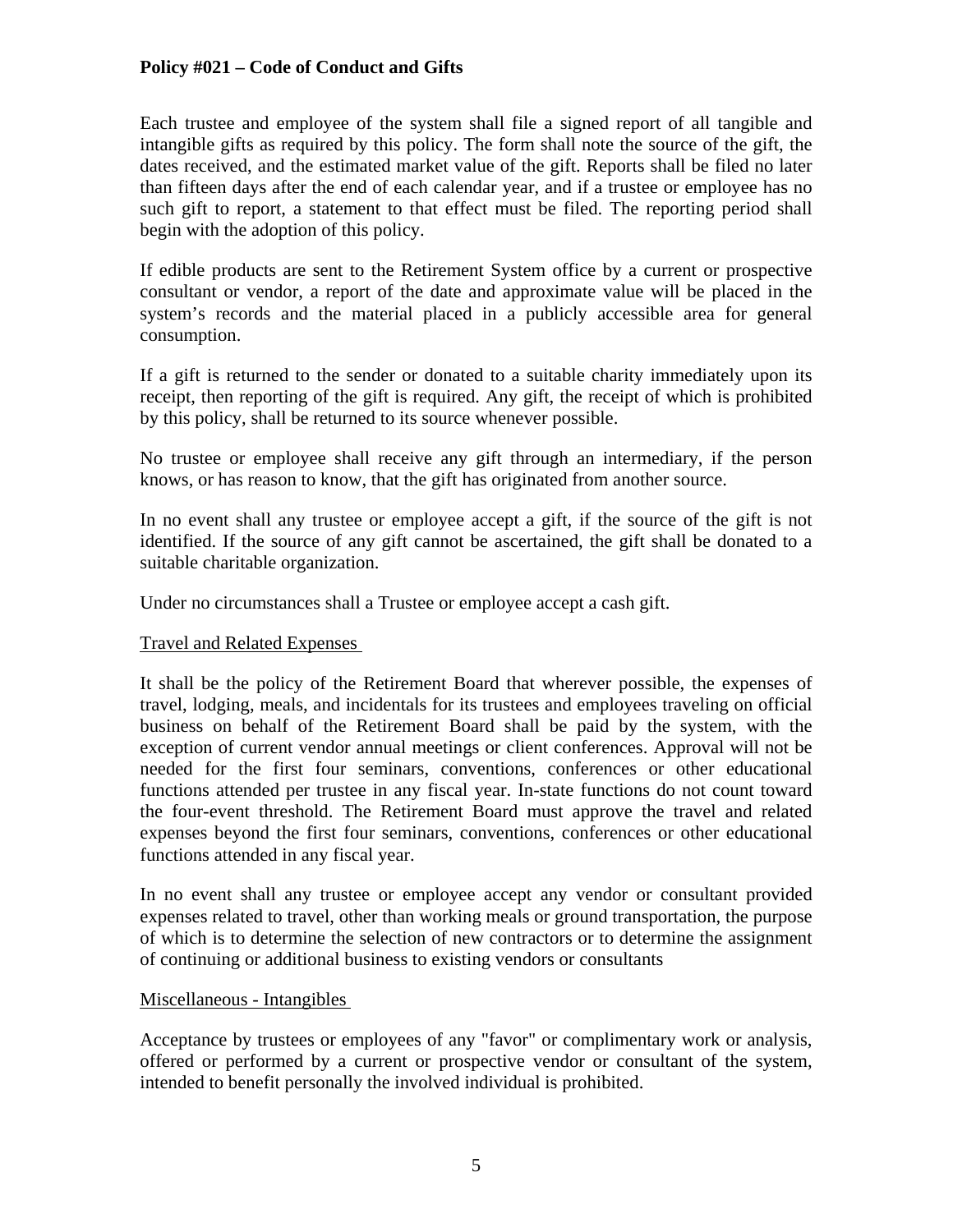**Policy #021 – Code of Conduct and Gifts**

Each trustee and employee of the system shall file a signed report of all tangible and intangible gifts as required by this policy. The form shall note the source of the gift, the dates received, and the estimated market value of the gift. Reports shall be filed no later than fifteen days after the end of each calendar year, and if a trustee or employee has no such gift to report, a statement to that effect must be filed. The reporting period shall begin with the adoption of this policy.

If edible products are sent to the Retirement System office by a current or prospective consultant or vendor, a report of the date and approximate value will be placed in the system's records and the material placed in a publicly accessible area for general consumption.

If a gift is returned to the sender or donated to a suitable charity immediately upon its receipt, then reporting of the gift is required. Any gift, the receipt of which is prohibited by this policy, shall be returned to its source whenever possible.

No trustee or employee shall receive any gift through an intermediary, if the person knows, or has reason to know, that the gift has originated from another source.

In no event shall any trustee or employee accept a gift, if the source of the gift is not identified. If the source of any gift cannot be ascertained, the gift shall be donated to a suitable charitable organization.

Under no circumstances shall a Trustee or employee accept a cash gift.

Travel and Related Expenses

It shall be the policy of the Retirement Board that wherever possible, the expenses of travel, lodging, meals, and incidentals for its trustees and employees traveling on official business on behalf of the Retirement Board shall be paid by the system, with the exception of current vendor annual meetings or client conferences. Approval will not be needed for the first four seminars, conventions, conferences or other educational functions attended per trustee in any fiscal year. In-state functions do not count toward the four-event threshold. The Retirement Board must approve the travel and related expenses beyond the first four seminars, conventions, conferences or other educational functions attended in any fiscal year.

In no event shall any trustee or employee accept any vendor or consultant provided expenses related to travel, other than working meals or ground transportation, the purpose of which is to determine the selection of new contractors or to determine the assignment of continuing or additional business to existing vendors or consultants

Miscellaneous - Intangibles

Acceptance by trustees or employees of any "favor" or complimentary work or analysis, offered or performed by a current or prospective vendor or consultant of the system, intended to benefit personally the involved individual is prohibited.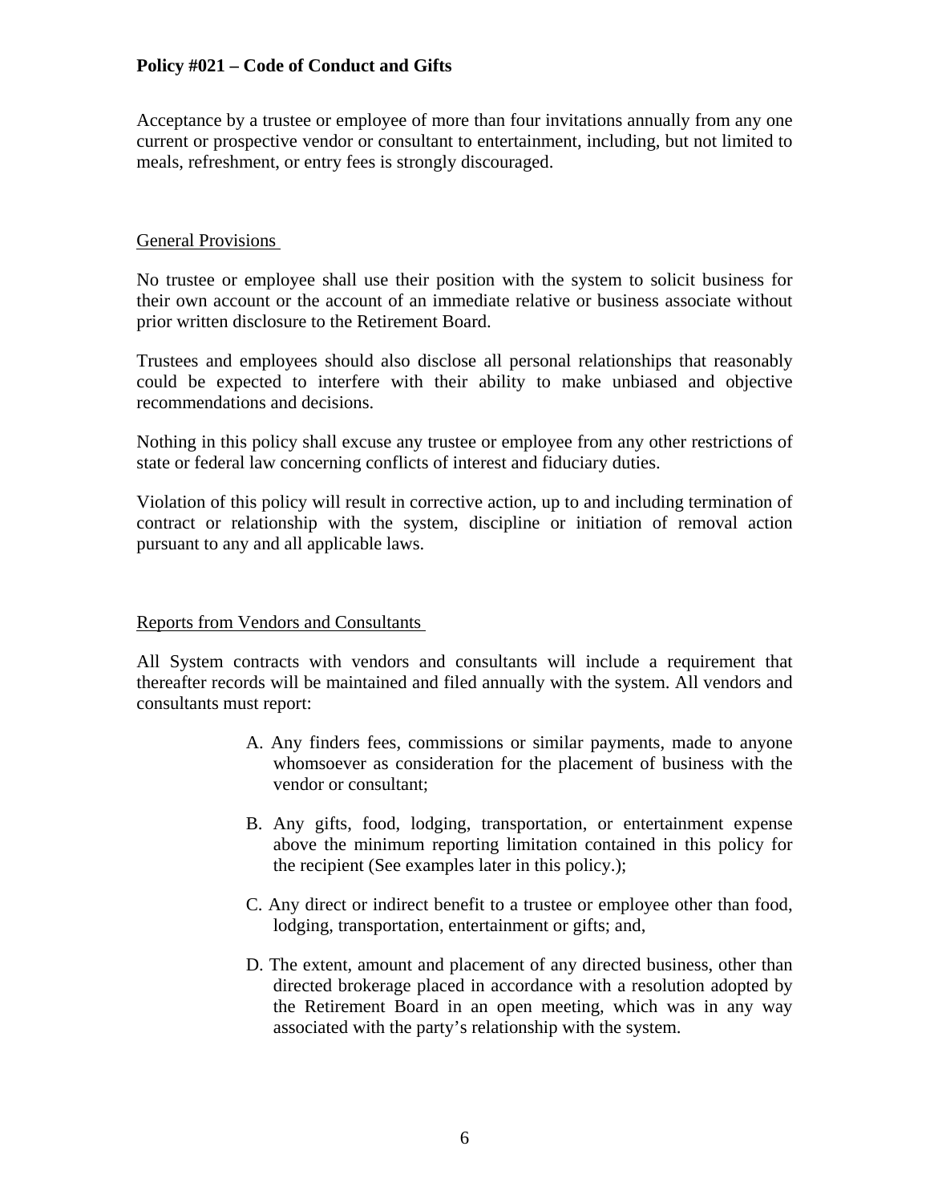Acceptance by a trustee or employee of more than four invitations annually from any one current or prospective vendor or consultant to entertainment, including, but not limited to meals, refreshment, or entry fees is strongly discouraged.

## General Provisions

No trustee or employee shall use their position with the system to solicit business for their own account or the account of an immediate relative or business associate without prior written disclosure to the Retirement Board.

Trustees and employees should also disclose all personal relationships that reasonably could be expected to interfere with their ability to make unbiased and objective recommendations and decisions.

Nothing in this policy shall excuse any trustee or employee from any other restrictions of state or federal law concerning conflicts of interest and fiduciary duties.

Violation of this policy will result in corrective action, up to and including termination of contract or relationship with the system, discipline or initiation of removal action pursuant to any and all applicable laws.

## Reports from Vendors and Consultants

All System contracts with vendors and consultants will include a requirement that thereafter records will be maintained and filed annually with the system. All vendors and consultants must report:

A. Any finders fees, commissions or similar payments, made to anyone whomsoever as consideration for the placement of business with the vendor or consultant;

B. Any gifts, food, lodging, transportation, or entertainment expense above the minimum reporting limitation contained in this policy for the recipient (See examples later in this policy.);

C. Any direct or indirect benefit to a trustee or employee other than food, lodging, transportation, entertainment or gifts; and,

D. The extent, amount and placement of any directed business, other than directed brokerage placed in accordance with a resolution adopted by the Retirement Board in an open meeting, which was in any way associated with the party's relationship with the system.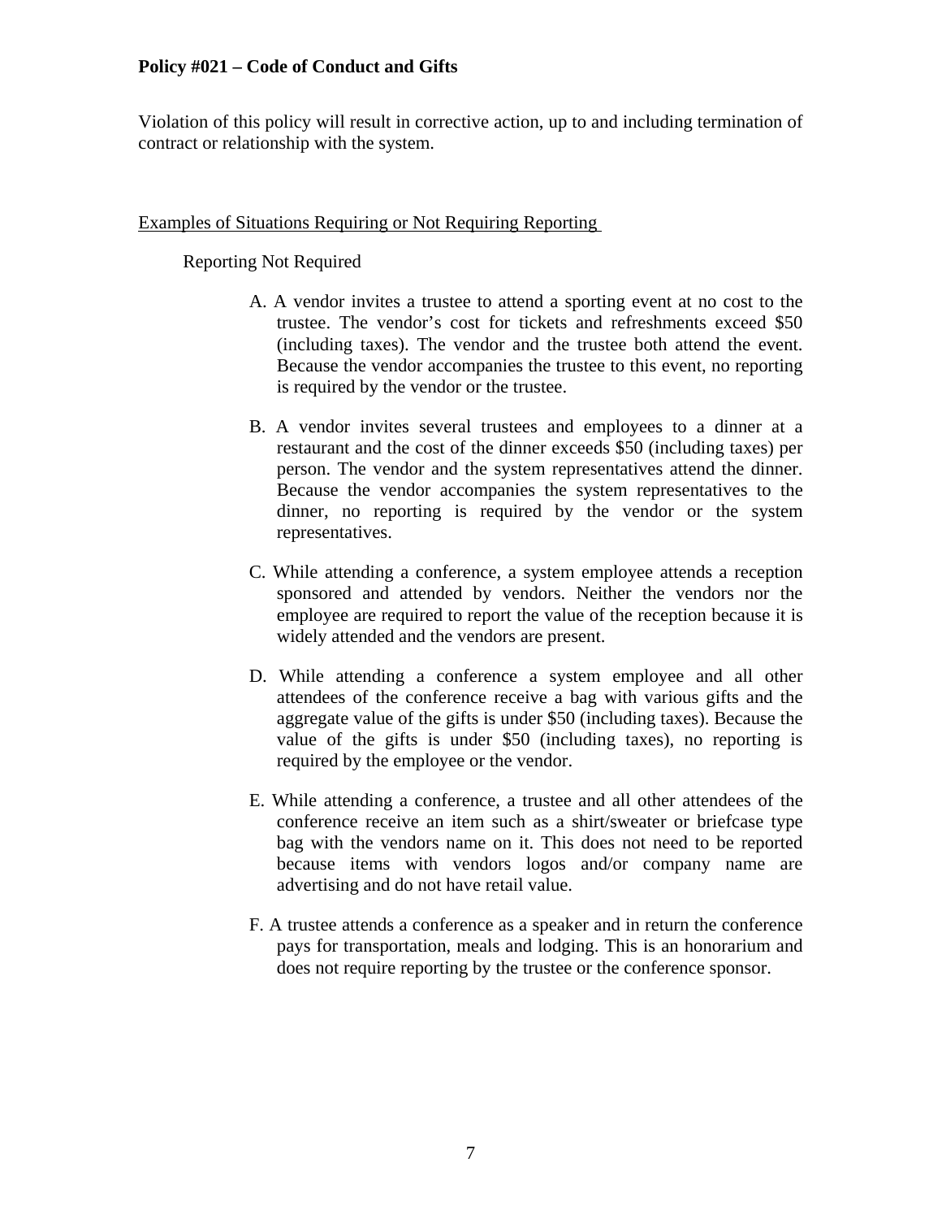**Policy #021 – Code of Conduct and Gifts**

Violation of this policy will result in corrective action, up to and including termination of contract or relationship with the system.

Examples of Situations Requiring or Not Requiring Reporting

Reporting Not Required

A. A vendor invites a trustee to attend a sporting event at no cost to the trustee. The vendor's cost for tickets and refreshments exceed $50 (including taxes). The vendor and the trustee both attend the event. Because the vendor accompanies the trustee to this event, no reporting is required by the vendor or the trustee.

B. A vendor invites several trustees and employees to a dinner at a restaurant and the cost of the dinner exceeds $50 (including taxes) per person. The vendor and the system representatives attend the dinner. Because the vendor accompanies the system representatives to the dinner, no reporting is required by the vendor or the system representatives.

C. While attending a conference, a system employee attends a reception sponsored and attended by vendors. Neither the vendors nor the employee are required to report the value of the reception because it is widely attended and the vendors are present.

D. While attending a conference a system employee and all other attendees of the conference receive a bag with various gifts and the aggregate value of the gifts is under $50 (including taxes). Because the value of the gifts is under $50 (including taxes), no reporting is required by the employee or the vendor.

E. While attending a conference, a trustee and all other attendees of the conference receive an item such as a shirt/sweater or briefcase type bag with the vendors name on it. This does not need to be reported because items with vendors logos and/or company name are advertising and do not have retail value.

F. A trustee attends a conference as a speaker and in return the conference pays for transportation, meals and lodging. This is an honorarium and does not require reporting by the trustee or the conference sponsor.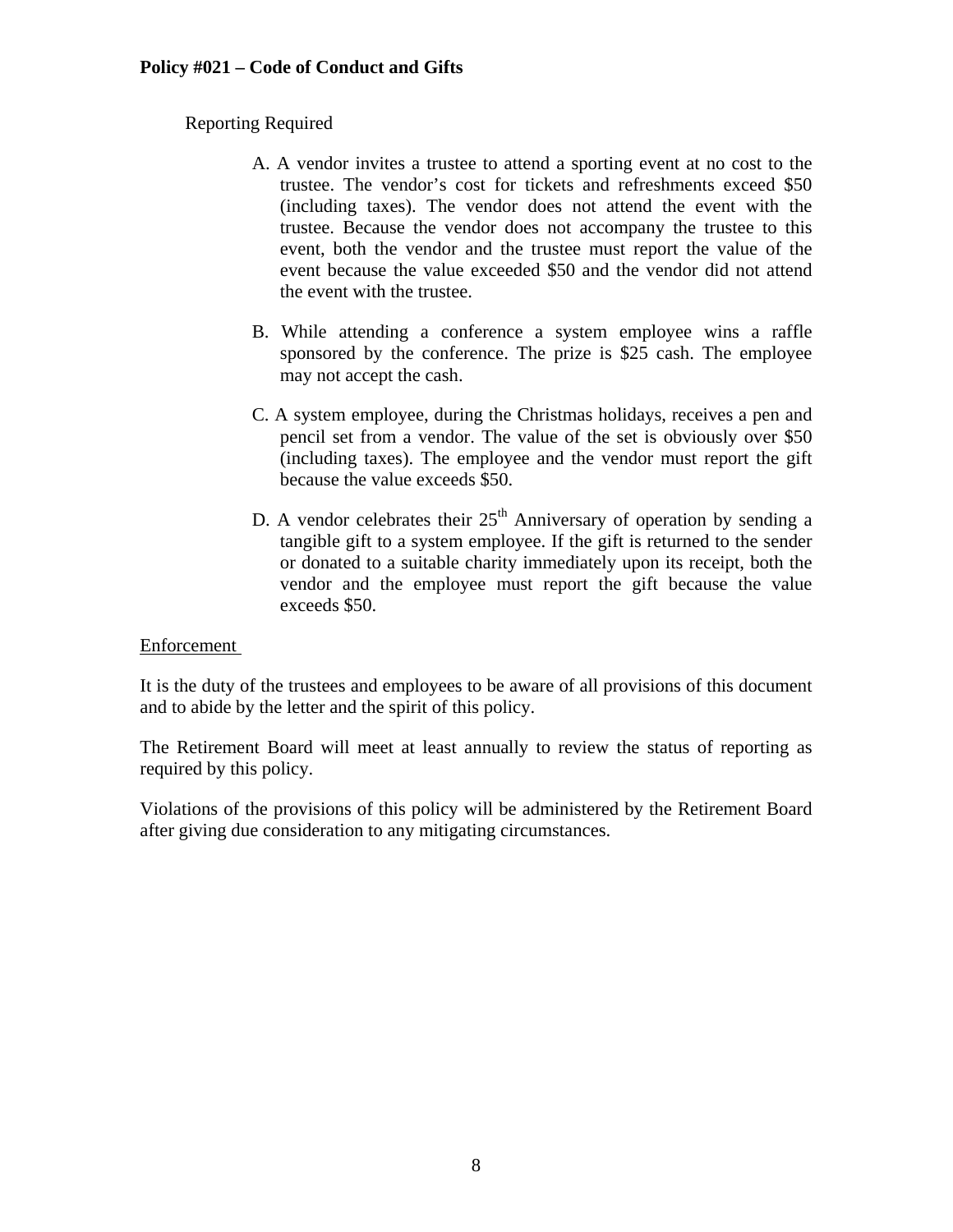Reporting Required

A. A vendor invites a trustee to attend a sporting event at no cost to the trustee. The vendor's cost for tickets and refreshments exceed $50 (including taxes). The vendor does not attend the event with the trustee. Because the vendor does not accompany the trustee to this event, both the vendor and the trustee must report the value of the event because the value exceeded $50 and the vendor did not attend the event with the trustee.

B. While attending a conference a system employee wins a raffle sponsored by the conference. The prize is $25 cash. The employee may not accept the cash.

C. A system employee, during the Christmas holidays, receives a pen and pencil set from a vendor. The value of the set is obviously over $50 (including taxes). The employee and the vendor must report the gift because the value exceeds $50.

D. A vendor celebrates their 25th Anniversary of operation by sending a tangible gift to a system employee. If the gift is returned to the sender or donated to a suitable charity immediately upon its receipt, both the vendor and the employee must report the gift because the value exceeds $50.

## Enforcement

It is the duty of the trustees and employees to be aware of all provisions of this document and to abide by the letter and the spirit of this policy.

The Retirement Board will meet at least annually to review the status of reporting as required by this policy.

Violations of the provisions of this policy will be administered by the Retirement Board after giving due consideration to any mitigating circumstances.